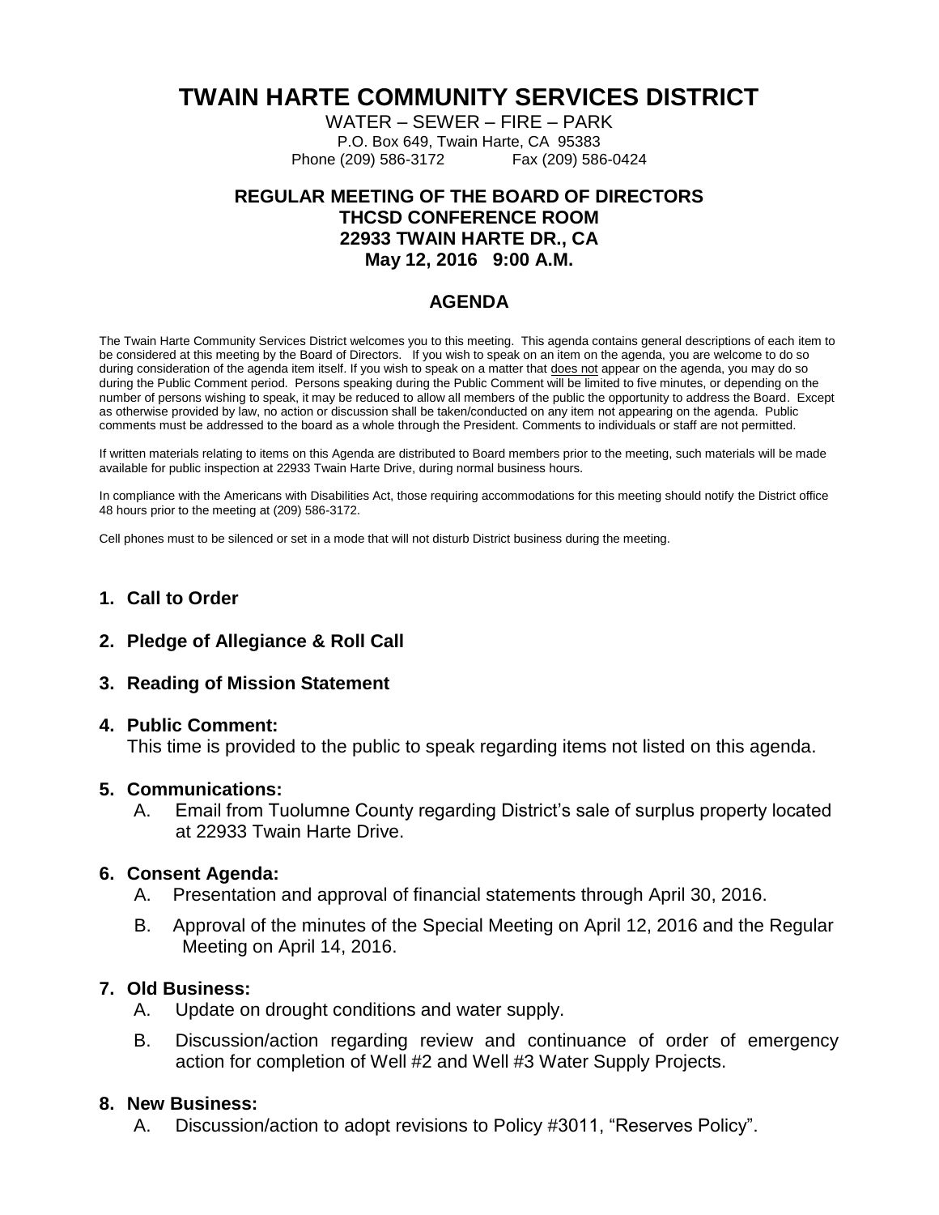# TWAIN HARTE COMMUNITY SERVICES DISTRICT

WATER – SEWER – FIRE – PARK
P.O. Box 649, Twain Harte, CA 95383
Phone (209) 586-3172 Fax (209) 586-0424

**REGULAR MEETING OF THE BOARD OF DIRECTORS**
**THCSD CONFERENCE ROOM**
**22933 TWAIN HARTE DR., CA**
**May 12, 2016 9:00 A.M.**

## AGENDA

The Twain Harte Community Services District welcomes you to this meeting. This agenda contains general descriptions of each item to be considered at this meeting by the Board of Directors. If you wish to speak on an item on the agenda, you are welcome to do so during consideration of the agenda item itself. If you wish to speak on a matter that does not appear on the agenda, you may do so during the Public Comment period. Persons speaking during the Public Comment will be limited to five minutes, or depending on the number of persons wishing to speak, it may be reduced to allow all members of the public the opportunity to address the Board. Except as otherwise provided by law, no action or discussion shall be taken/conducted on any item not appearing on the agenda. Public comments must be addressed to the board as a whole through the President. Comments to individuals or staff are not permitted.

If written materials relating to items on this Agenda are distributed to Board members prior to the meeting, such materials will be made available for public inspection at 22933 Twain Harte Drive, during normal business hours.

In compliance with the Americans with Disabilities Act, those requiring accommodations for this meeting should notify the District office 48 hours prior to the meeting at (209) 586-3172.

Cell phones must to be silenced or set in a mode that will not disturb District business during the meeting.

1. **Call to Order**

2. **Pledge of Allegiance & Roll Call**

3. **Reading of Mission Statement**

4. **Public Comment:**
   This time is provided to the public to speak regarding items not listed on this agenda.

5. **Communications:**
   A. Email from Tuolumne County regarding District's sale of surplus property located at 22933 Twain Harte Drive.

6. **Consent Agenda:**
   A. Presentation and approval of financial statements through April 30, 2016.
   B. Approval of the minutes of the Special Meeting on April 12, 2016 and the Regular Meeting on April 14, 2016.

7. **Old Business:**
   A. Update on drought conditions and water supply.
   B. Discussion/action regarding review and continuance of order of emergency action for completion of Well #2 and Well #3 Water Supply Projects.

8. **New Business:**
   A. Discussion/action to adopt revisions to Policy #3011, "Reserves Policy".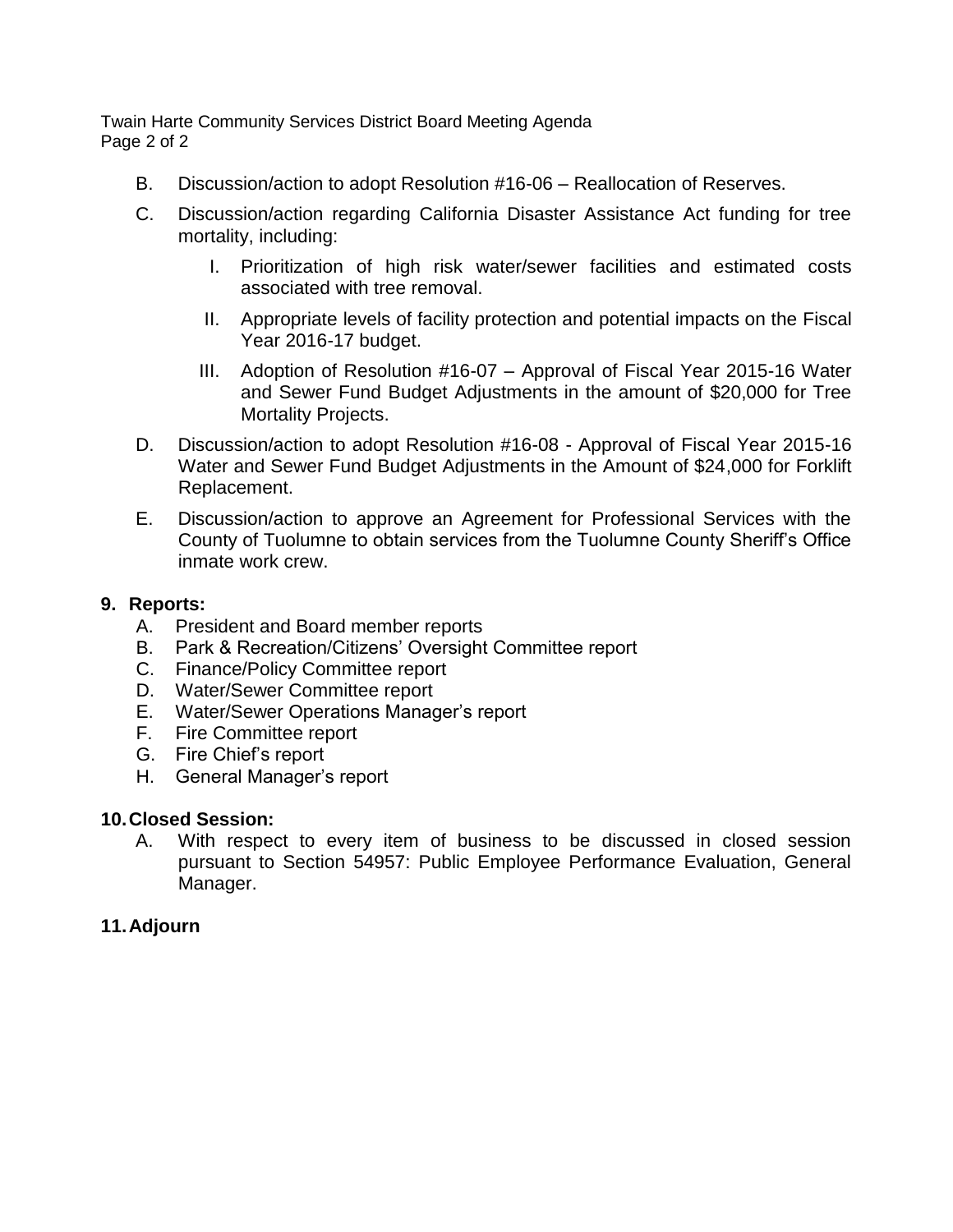B. Discussion/action to adopt Resolution #16-06 – Reallocation of Reserves.

C. Discussion/action regarding California Disaster Assistance Act funding for tree mortality, including:

   I. Prioritization of high risk water/sewer facilities and estimated costs associated with tree removal.

   II. Appropriate levels of facility protection and potential impacts on the Fiscal Year 2016-17 budget.

   III. Adoption of Resolution #16-07 – Approval of Fiscal Year 2015-16 Water and Sewer Fund Budget Adjustments in the amount of $20,000 for Tree Mortality Projects.

D. Discussion/action to adopt Resolution #16-08 - Approval of Fiscal Year 2015-16 Water and Sewer Fund Budget Adjustments in the Amount of $24,000 for Forklift Replacement.

E. Discussion/action to approve an Agreement for Professional Services with the County of Tuolumne to obtain services from the Tuolumne County Sheriff's Office inmate work crew.

## 9. Reports:

A. President and Board member reports
B. Park & Recreation/Citizens' Oversight Committee report
C. Finance/Policy Committee report
D. Water/Sewer Committee report
E. Water/Sewer Operations Manager's report
F. Fire Committee report
G. Fire Chief's report
H. General Manager's report

## 10. Closed Session:

A. With respect to every item of business to be discussed in closed session pursuant to Section 54957: Public Employee Performance Evaluation, General Manager.

## 11. Adjourn